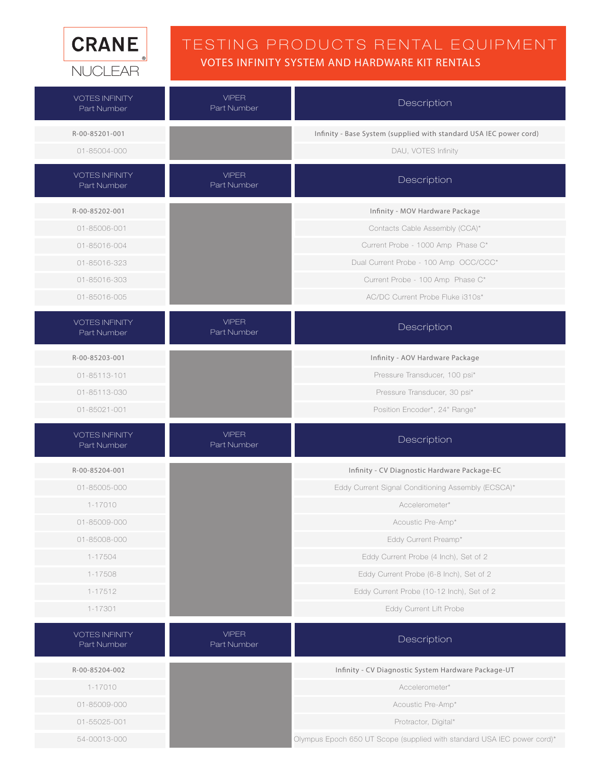CRANE NUCLEAR

# TESTING PRODUCTS RENTAL EQUIPMENT

## VOTES INFINITY SYSTEM AND HARDWARE KIT RENTALS

| VOTES INFINITY Part Number | VIPER Part Number | Description |
|---|---|---|
| **R-00-85201-001** | | **Infinity - Base System (supplied with standard USA IEC power cord)** |
| 01-85004-000 | | DAU, VOTES Infinity |

| VOTES INFINITY Part Number | VIPER Part Number | Description |
|---|---|---|
| **R-00-85202-001** | | **Infinity - MOV Hardware Package** |
| 01-85006-001 | | Contacts Cable Assembly (CCA)* |
| 01-85016-004 | | Current Probe - 1000 Amp Phase C* |
| 01-85016-323 | | Dual Current Probe - 100 Amp OCC/CCC* |
| 01-85016-303 | | Current Probe - 100 Amp Phase C* |
| 01-85016-005 | | AC/DC Current Probe Fluke i310s* |

| VOTES INFINITY Part Number | VIPER Part Number | Description |
|---|---|---|
| **R-00-85203-001** | | **Infinity - AOV Hardware Package** |
| 01-85113-101 | | Pressure Transducer, 100 psi* |
| 01-85113-030 | | Pressure Transducer, 30 psi* |
| 01-85021-001 | | Position Encoder*, 24" Range* |

| VOTES INFINITY Part Number | VIPER Part Number | Description |
|---|---|---|
| **R-00-85204-001** | | **Infinity - CV Diagnostic Hardware Package-EC** |
| 01-85005-000 | | Eddy Current Signal Conditioning Assembly (ECSCA)* |
| 1-17010 | | Accelerometer* |
| 01-85009-000 | | Acoustic Pre-Amp* |
| 01-85008-000 | | Eddy Current Preamp* |
| 1-17504 | | Eddy Current Probe (4 Inch), Set of 2 |
| 1-17508 | | Eddy Current Probe (6-8 Inch), Set of 2 |
| 1-17512 | | Eddy Current Probe (10-12 Inch), Set of 2 |
| 1-17301 | | Eddy Current Lift Probe |

| VOTES INFINITY Part Number | VIPER Part Number | Description |
|---|---|---|
| **R-00-85204-002** | | **Infinity - CV Diagnostic System Hardware Package-UT** |
| 1-17010 | | Accelerometer* |
| 01-85009-000 | | Acoustic Pre-Amp* |
| 01-55025-001 | | Protractor, Digital* |
| 54-00013-000 | | Olympus Epoch 650 UT Scope (supplied with standard USA IEC power cord)* |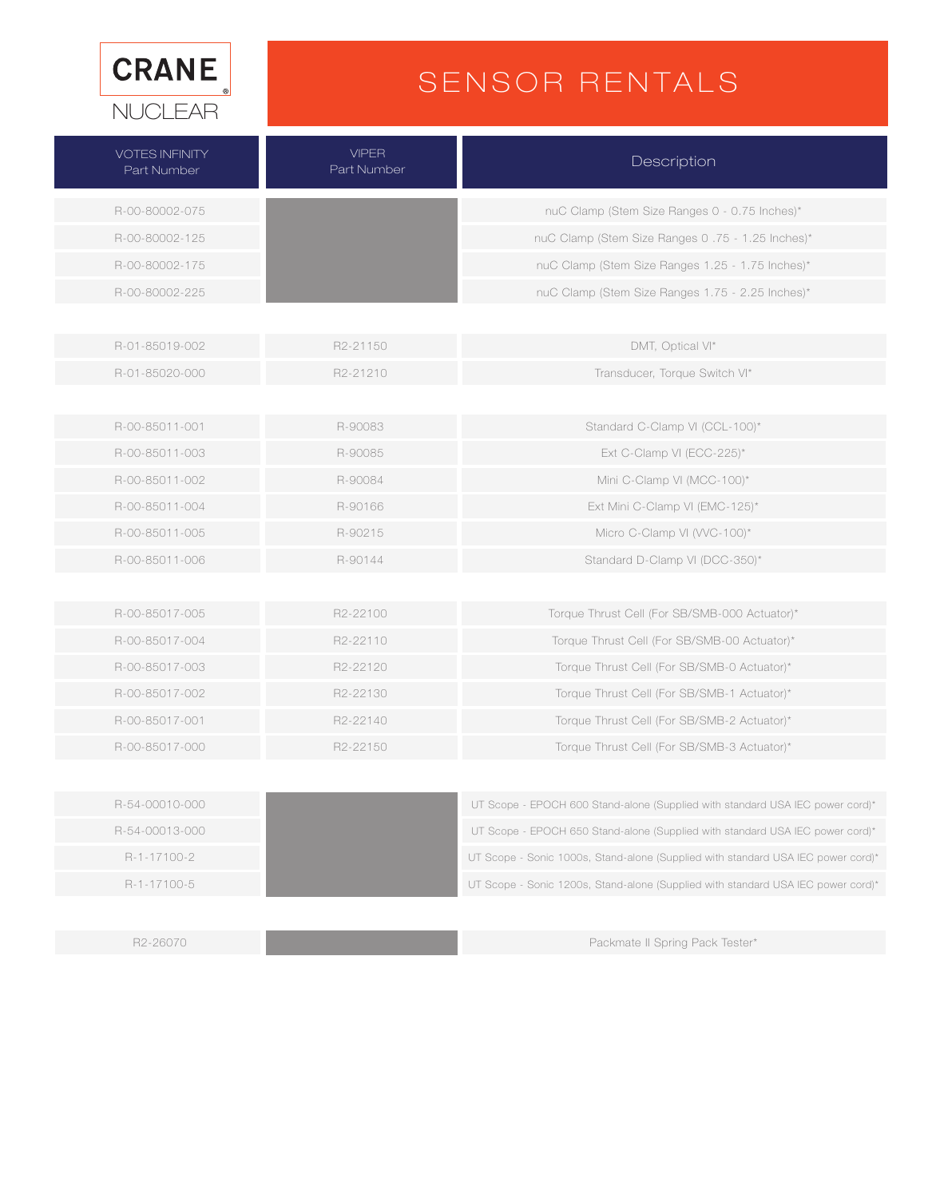CRANE NUCLEAR

# SENSOR RENTALS

| VOTES INFINITY Part Number | VIPER Part Number | Description |
|---|---|---|
| R-00-80002-075 | | nuC Clamp (Stem Size Ranges 0 - 0.75 Inches)* |
| R-00-80002-125 | | nuC Clamp (Stem Size Ranges 0 .75 - 1.25 Inches)* |
| R-00-80002-175 | | nuC Clamp (Stem Size Ranges 1.25 - 1.75 Inches)* |
| R-00-80002-225 | | nuC Clamp (Stem Size Ranges 1.75 - 2.25 Inches)* |
| R-01-85019-002 | R2-21150 | DMT, Optical VI* |
| R-01-85020-000 | R2-21210 | Transducer, Torque Switch VI* |
| R-00-85011-001 | R-90083 | Standard C-Clamp VI (CCL-100)* |
| R-00-85011-003 | R-90085 | Ext C-Clamp VI (ECC-225)* |
| R-00-85011-002 | R-90084 | Mini C-Clamp VI (MCC-100)* |
| R-00-85011-004 | R-90166 | Ext Mini C-Clamp VI (EMC-125)* |
| R-00-85011-005 | R-90215 | Micro C-Clamp VI (VVC-100)* |
| R-00-85011-006 | R-90144 | Standard D-Clamp VI (DCC-350)* |
| R-00-85017-005 | R2-22100 | Torque Thrust Cell (For SB/SMB-000 Actuator)* |
| R-00-85017-004 | R2-22110 | Torque Thrust Cell (For SB/SMB-00 Actuator)* |
| R-00-85017-003 | R2-22120 | Torque Thrust Cell (For SB/SMB-0 Actuator)* |
| R-00-85017-002 | R2-22130 | Torque Thrust Cell (For SB/SMB-1 Actuator)* |
| R-00-85017-001 | R2-22140 | Torque Thrust Cell (For SB/SMB-2 Actuator)* |
| R-00-85017-000 | R2-22150 | Torque Thrust Cell (For SB/SMB-3 Actuator)* |
| R-54-00010-000 | | UT Scope - EPOCH 600 Stand-alone (Supplied with standard USA IEC power cord)* |
| R-54-00013-000 | | UT Scope - EPOCH 650 Stand-alone (Supplied with standard USA IEC power cord)* |
| R-1-17100-2 | | UT Scope - Sonic 1000s, Stand-alone (Supplied with standard USA IEC power cord)* |
| R-1-17100-5 | | UT Scope - Sonic 1200s, Stand-alone (Supplied with standard USA IEC power cord)* |
| R2-26070 | | Packmate II Spring Pack Tester* |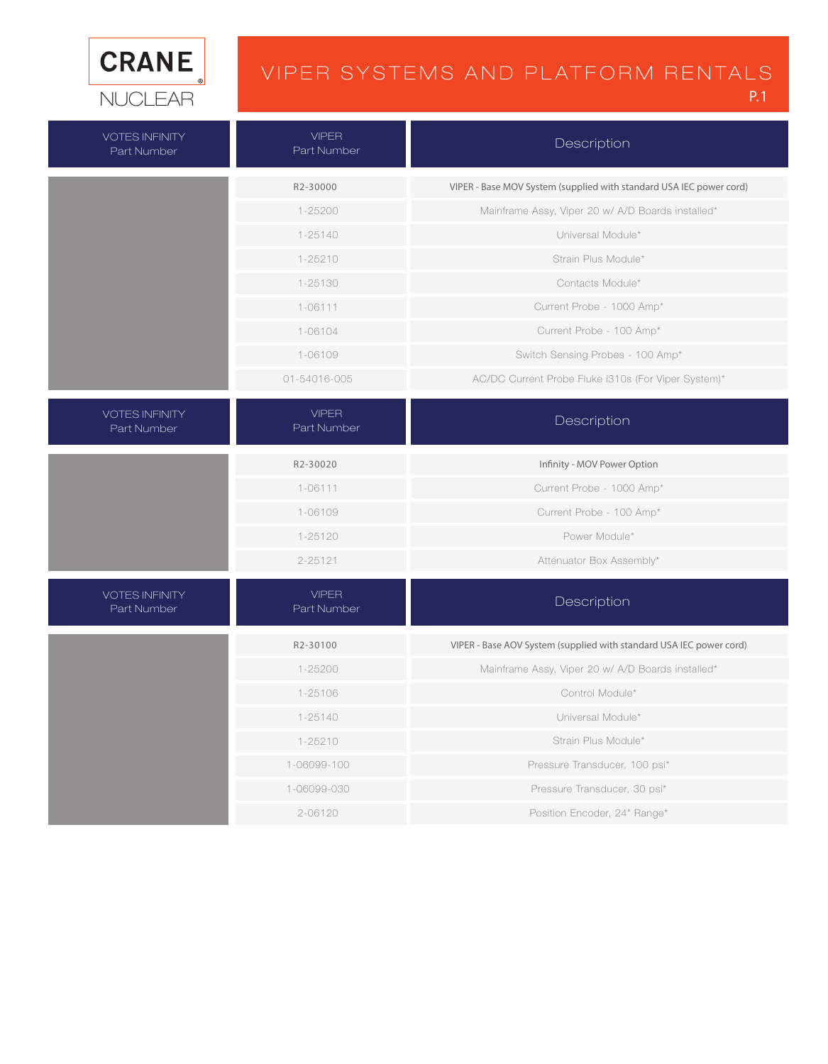CRANE

NUCLEAR

# VIPER SYSTEMS AND PLATFORM RENTALS

P.1

| VOTES INFINITY Part Number | VIPER Part Number | Description |
|---|---|---|
| | R2-30000 | VIPER - Base MOV System (supplied with standard USA IEC power cord) |
| | 1-25200 | Mainframe Assy, Viper 20 w/ A/D Boards installed* |
| | 1-25140 | Universal Module* |
| | 1-25210 | Strain Plus Module* |
| | 1-25130 | Contacts Module* |
| | 1-06111 | Current Probe - 1000 Amp* |
| | 1-06104 | Current Probe - 100 Amp* |
| | 1-06109 | Switch Sensing Probes - 100 Amp* |
| | 01-54016-005 | AC/DC Current Probe Fluke i310s (For Viper System)* |

| VOTES INFINITY Part Number | VIPER Part Number | Description |
|---|---|---|
| | R2-30020 | Infinity - MOV Power Option |
| | 1-06111 | Current Probe - 1000 Amp* |
| | 1-06109 | Current Probe - 100 Amp* |
| | 1-25120 | Power Module* |
| | 2-25121 | Attenuator Box Assembly* |

| VOTES INFINITY Part Number | VIPER Part Number | Description |
|---|---|---|
| | R2-30100 | VIPER - Base AOV System (supplied with standard USA IEC power cord) |
| | 1-25200 | Mainframe Assy, Viper 20 w/ A/D Boards installed* |
| | 1-25106 | Control Module* |
| | 1-25140 | Universal Module* |
| | 1-25210 | Strain Plus Module* |
| | 1-06099-100 | Pressure Transducer, 100 psi* |
| | 1-06099-030 | Pressure Transducer, 30 psi* |
| | 2-06120 | Position Encoder, 24" Range* |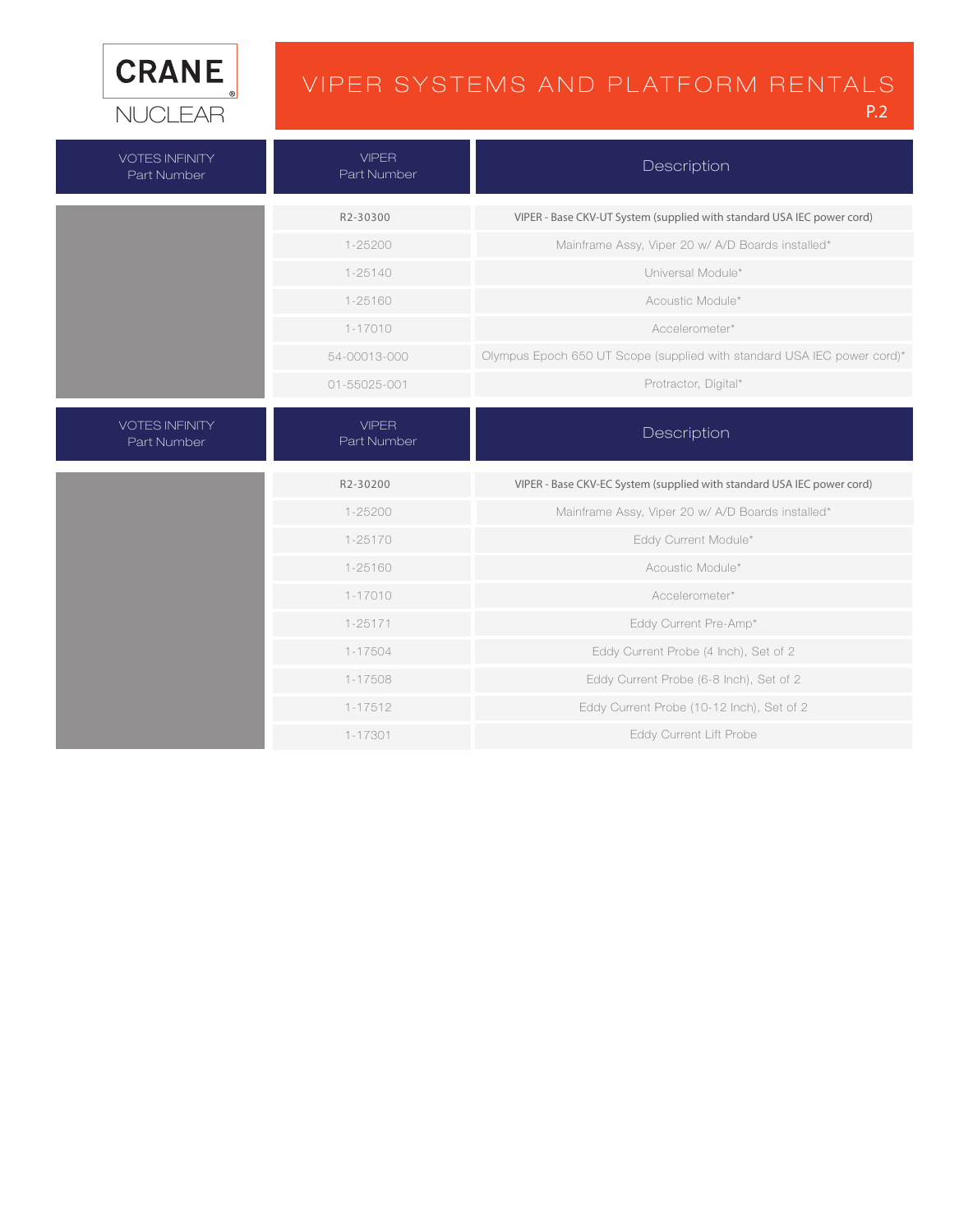# VIPER SYSTEMS AND PLATFORM RENTALS

| VOTES INFINITY Part Number | VIPER Part Number | Description |
|---|---|---|
| | R2-30300 | VIPER - Base CKV-UT System (supplied with standard USA IEC power cord) |
| | 1-25200 | Mainframe Assy, Viper 20 w/ A/D Boards installed* |
| | 1-25140 | Universal Module* |
| | 1-25160 | Acoustic Module* |
| | 1-17010 | Accelerometer* |
| | 54-00013-000 | Olympus Epoch 650 UT Scope (supplied with standard USA IEC power cord)* |
| | 01-55025-001 | Protractor, Digital* |

| VOTES INFINITY Part Number | VIPER Part Number | Description |
|---|---|---|
| | R2-30200 | VIPER - Base CKV-EC System (supplied with standard USA IEC power cord) |
| | 1-25200 | Mainframe Assy, Viper 20 w/ A/D Boards installed* |
| | 1-25170 | Eddy Current Module* |
| | 1-25160 | Acoustic Module* |
| | 1-17010 | Accelerometer* |
| | 1-25171 | Eddy Current Pre-Amp* |
| | 1-17504 | Eddy Current Probe (4 Inch), Set of 2 |
| | 1-17508 | Eddy Current Probe (6-8 Inch), Set of 2 |
| | 1-17512 | Eddy Current Probe (10-12 Inch), Set of 2 |
| | 1-17301 | Eddy Current Lift Probe |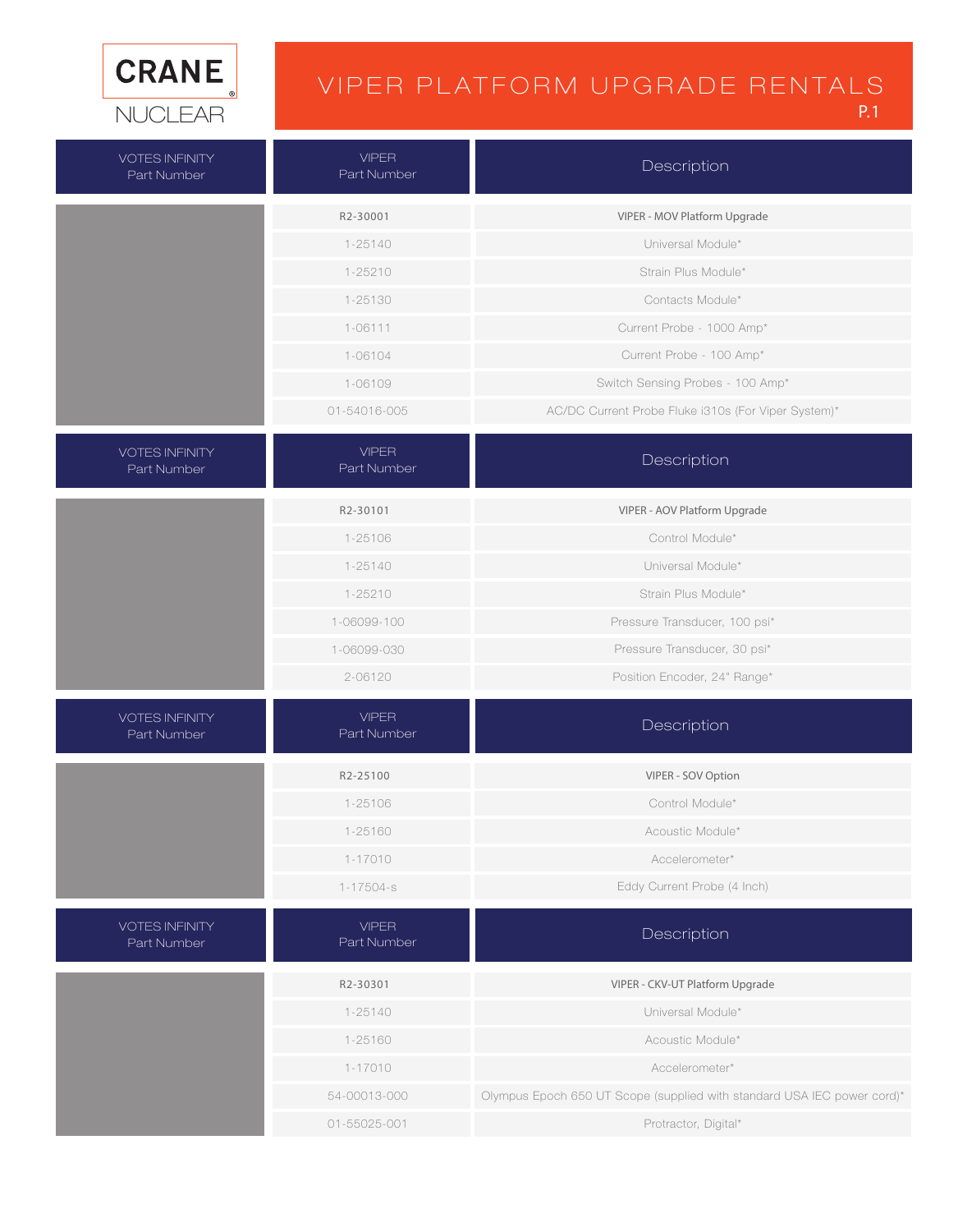CRANE NUCLEAR

# VIPER PLATFORM UPGRADE RENTALS

| VOTES INFINITY Part Number | VIPER Part Number | Description |
|---|---|---|
| | **R2-30001** | **VIPER - MOV Platform Upgrade** |
| | 1-25140 | Universal Module* |
| | 1-25210 | Strain Plus Module* |
| | 1-25130 | Contacts Module* |
| | 1-06111 | Current Probe - 1000 Amp* |
| | 1-06104 | Current Probe - 100 Amp* |
| | 1-06109 | Switch Sensing Probes - 100 Amp* |
| | 01-54016-005 | AC/DC Current Probe Fluke i310s (For Viper System)* |

| VOTES INFINITY Part Number | VIPER Part Number | Description |
|---|---|---|
| | **R2-30101** | **VIPER - AOV Platform Upgrade** |
| | 1-25106 | Control Module* |
| | 1-25140 | Universal Module* |
| | 1-25210 | Strain Plus Module* |
| | 1-06099-100 | Pressure Transducer, 100 psi* |
| | 1-06099-030 | Pressure Transducer, 30 psi* |
| | 2-06120 | Position Encoder, 24" Range* |

| VOTES INFINITY Part Number | VIPER Part Number | Description |
|---|---|---|
| | **R2-25100** | **VIPER - SOV Option** |
| | 1-25106 | Control Module* |
| | 1-25160 | Acoustic Module* |
| | 1-17010 | Accelerometer* |
| | 1-17504-s | Eddy Current Probe (4 Inch) |

| VOTES INFINITY Part Number | VIPER Part Number | Description |
|---|---|---|
| | **R2-30301** | **VIPER - CKV-UT Platform Upgrade** |
| | 1-25140 | Universal Module* |
| | 1-25160 | Acoustic Module* |
| | 1-17010 | Accelerometer* |
| | 54-00013-000 | Olympus Epoch 650 UT Scope (supplied with standard USA IEC power cord)* |
| | 01-55025-001 | Protractor, Digital* |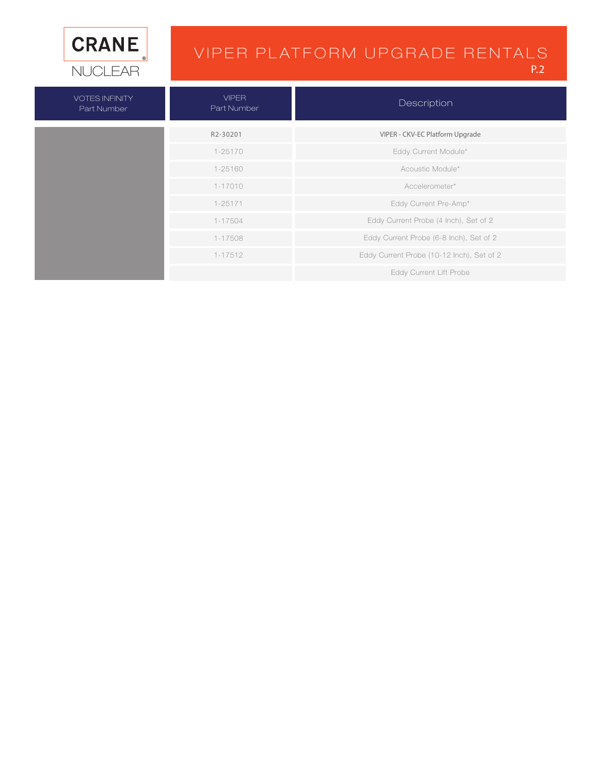CRANE NUCLEAR

# VIPER PLATFORM UPGRADE RENTALS

| VOTES INFINITY Part Number | VIPER Part Number | Description |
| --- | --- | --- |
| | R2-30201 | VIPER - CKV-EC Platform Upgrade |
| | 1-25170 | Eddy Current Module* |
| | 1-25160 | Acoustic Module* |
| | 1-17010 | Accelerometer* |
| | 1-25171 | Eddy Current Pre-Amp* |
| | 1-17504 | Eddy Current Probe (4 Inch), Set of 2 |
| | 1-17508 | Eddy Current Probe (6-8 Inch), Set of 2 |
| | 1-17512 | Eddy Current Probe (10-12 Inch), Set of 2 |
| | | Eddy Current Lift Probe |